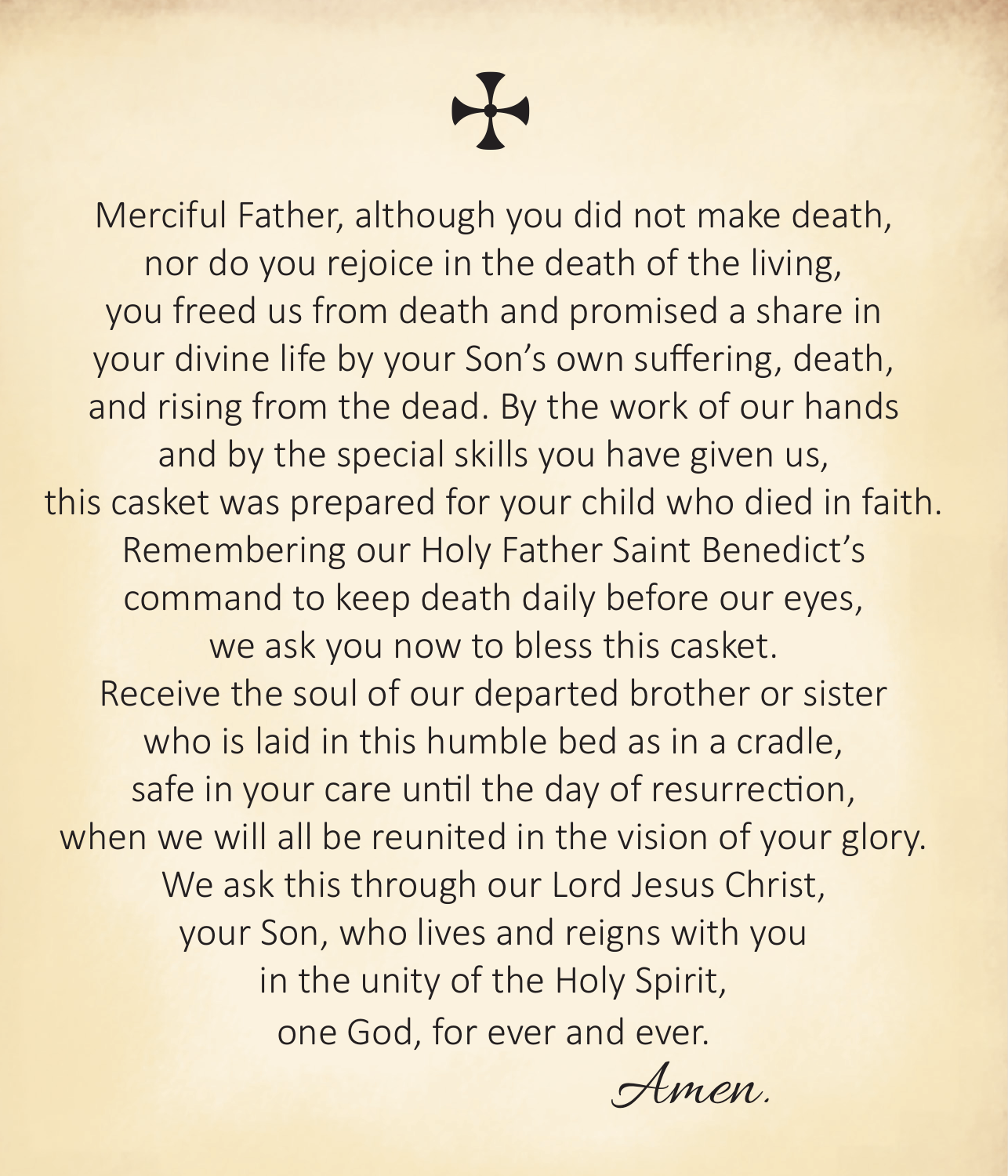✠

Merciful Father, although you did not make death,
nor do you rejoice in the death of the living,
you freed us from death and promised a share in
your divine life by your Son's own suffering, death,
and rising from the dead. By the work of our hands
and by the special skills you have given us,
this casket was prepared for your child who died in faith.
Remembering our Holy Father Saint Benedict's
command to keep death daily before our eyes,
we ask you now to bless this casket.
Receive the soul of our departed brother or sister
who is laid in this humble bed as in a cradle,
safe in your care until the day of resurrection,
when we will all be reunited in the vision of your glory.
We ask this through our Lord Jesus Christ,
your Son, who lives and reigns with you
in the unity of the Holy Spirit,
one God, for ever and ever.

*Amen.*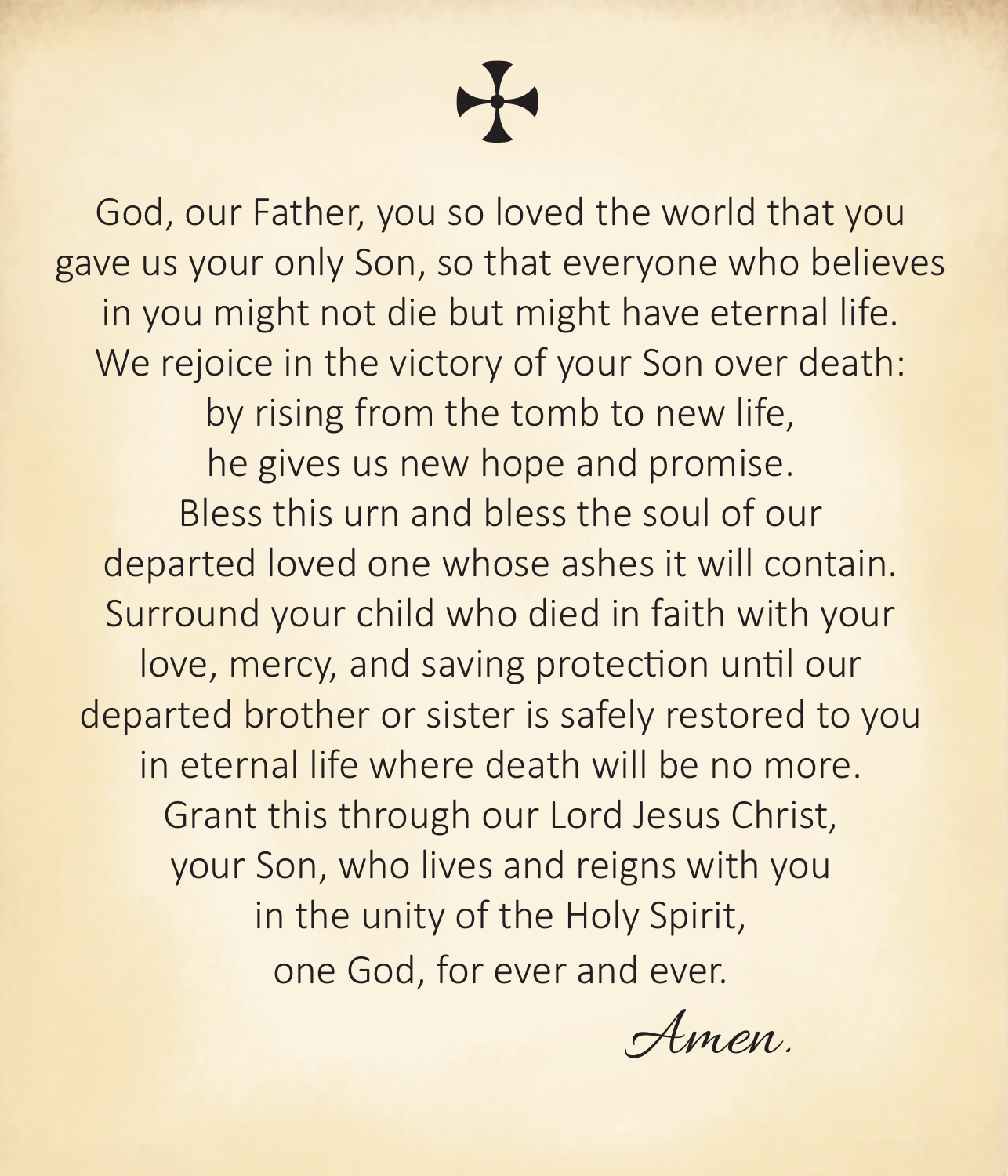✠

God, our Father, you so loved the world that you
gave us your only Son, so that everyone who believes
in you might not die but might have eternal life.
We rejoice in the victory of your Son over death:
by rising from the tomb to new life,
he gives us new hope and promise.
Bless this urn and bless the soul of our
departed loved one whose ashes it will contain.
Surround your child who died in faith with your
love, mercy, and saving protection until our
departed brother or sister is safely restored to you
in eternal life where death will be no more.
Grant this through our Lord Jesus Christ,
your Son, who lives and reigns with you
in the unity of the Holy Spirit,
one God, for ever and ever.

*Amen.*